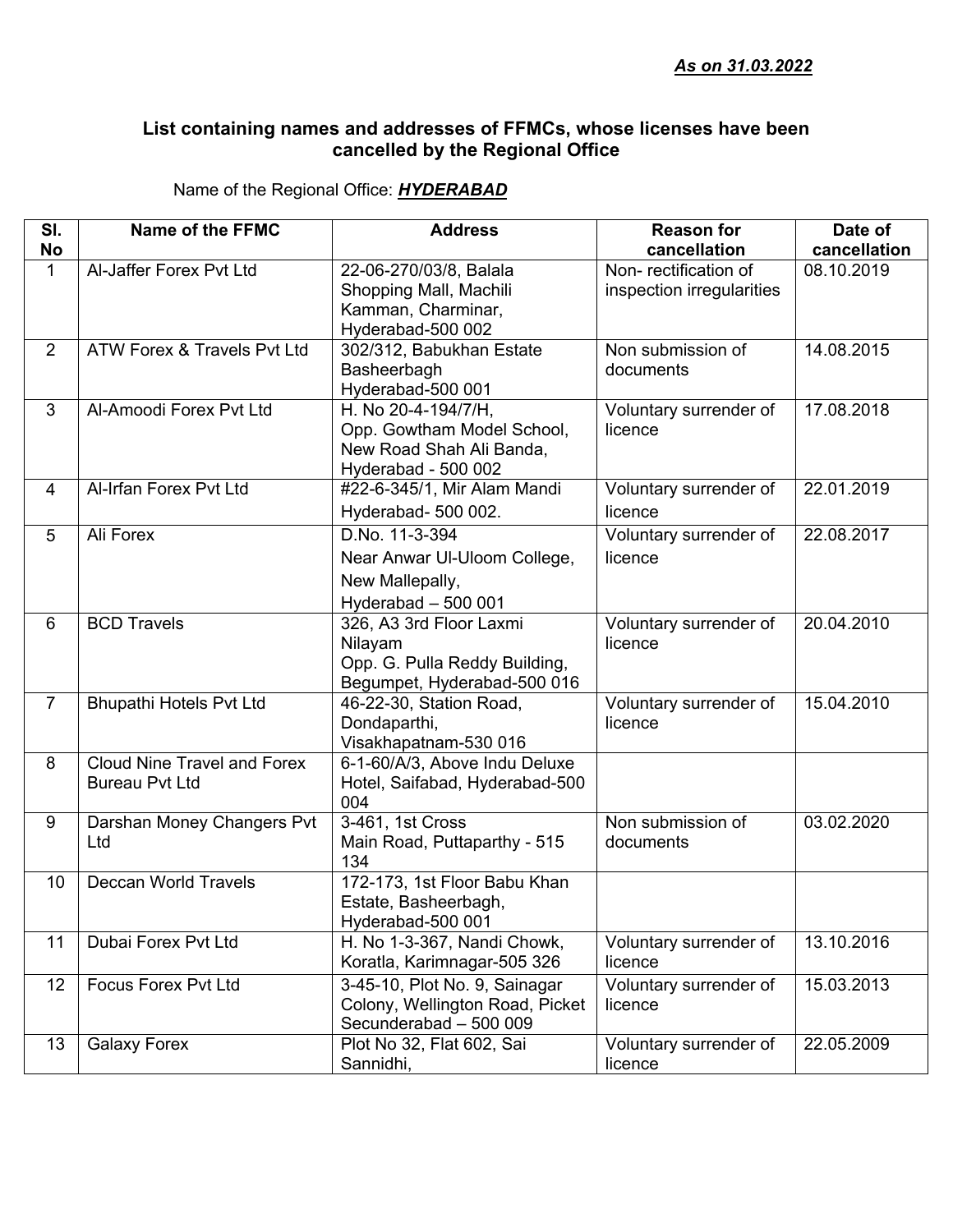***As on 31.03.2022***

**List containing names and addresses of FFMCs, whose licenses have been cancelled by the Regional Office**

Name of the Regional Office: ***HYDERABAD***

| Sl. No | Name of the FFMC | Address | Reason for cancellation | Date of cancellation |
|---|---|---|---|---|
| 1 | Al-Jaffer Forex Pvt Ltd | 22-06-270/03/8, Balala Shopping Mall, Machili Kamman, Charminar, Hyderabad-500 002 | Non- rectification of inspection irregularities | 08.10.2019 |
| 2 | ATW Forex & Travels Pvt Ltd | 302/312, Babukhan Estate Basheerbagh Hyderabad-500 001 | Non submission of documents | 14.08.2015 |
| 3 | Al-Amoodi Forex Pvt Ltd | H. No 20-4-194/7/H, Opp. Gowtham Model School, New Road Shah Ali Banda, Hyderabad - 500 002 | Voluntary surrender of licence | 17.08.2018 |
| 4 | Al-Irfan Forex Pvt Ltd | #22-6-345/1, Mir Alam Mandi Hyderabad- 500 002. | Voluntary surrender of licence | 22.01.2019 |
| 5 | Ali Forex | D.No. 11-3-394 Near Anwar Ul-Uloom College, New Mallepally, Hyderabad – 500 001 | Voluntary surrender of licence | 22.08.2017 |
| 6 | BCD Travels | 326, A3 3rd Floor Laxmi Nilayam Opp. G. Pulla Reddy Building, Begumpet, Hyderabad-500 016 | Voluntary surrender of licence | 20.04.2010 |
| 7 | Bhupathi Hotels Pvt Ltd | 46-22-30, Station Road, Dondaparthi, Visakhapatnam-530 016 | Voluntary surrender of licence | 15.04.2010 |
| 8 | Cloud Nine Travel and Forex Bureau Pvt Ltd | 6-1-60/A/3, Above Indu Deluxe Hotel, Saifabad, Hyderabad-500 004 | | |
| 9 | Darshan Money Changers Pvt Ltd | 3-461, 1st Cross Main Road, Puttaparthy - 515 134 | Non submission of documents | 03.02.2020 |
| 10 | Deccan World Travels | 172-173, 1st Floor Babu Khan Estate, Basheerbagh, Hyderabad-500 001 | | |
| 11 | Dubai Forex Pvt Ltd | H. No 1-3-367, Nandi Chowk, Koratla, Karimnagar-505 326 | Voluntary surrender of licence | 13.10.2016 |
| 12 | Focus Forex Pvt Ltd | 3-45-10, Plot No. 9, Sainagar Colony, Wellington Road, Picket Secunderabad – 500 009 | Voluntary surrender of licence | 15.03.2013 |
| 13 | Galaxy Forex | Plot No 32, Flat 602, Sai Sannidhi, | Voluntary surrender of licence | 22.05.2009 |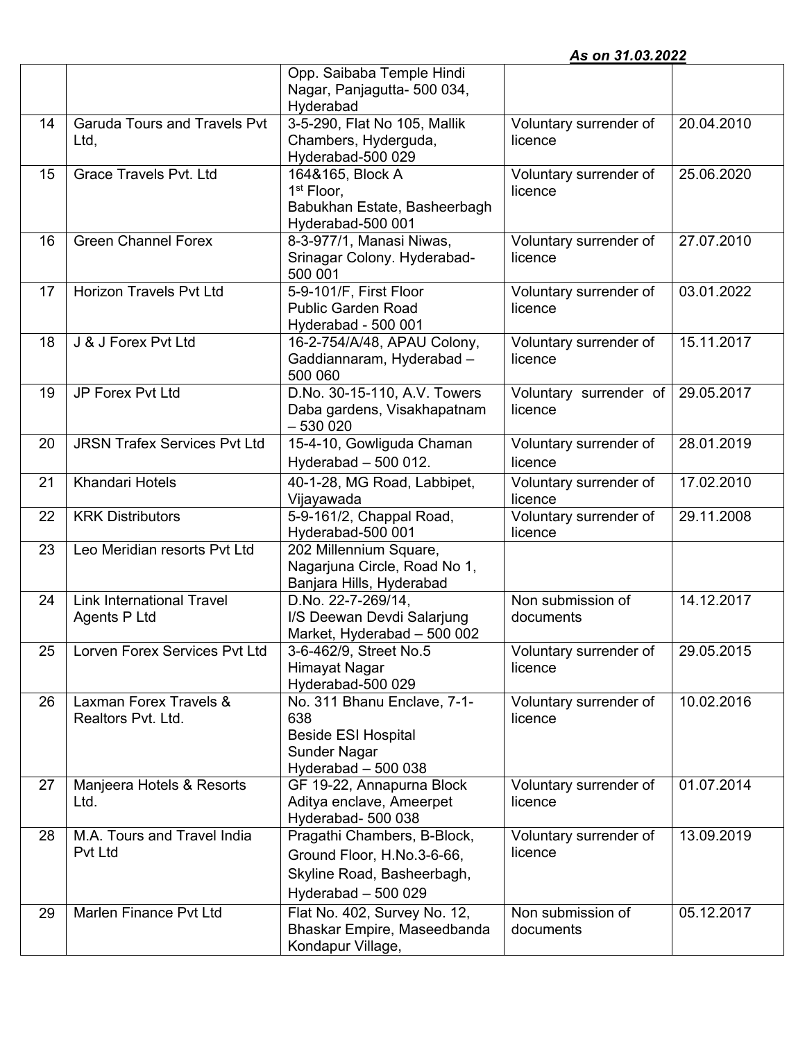***As on 31.03.2022***

| | | | | |
|---|---|---|---|---|
| | | Opp. Saibaba Temple Hindi Nagar, Panjagutta- 500 034, Hyderabad | | |
| 14 | Garuda Tours and Travels Pvt Ltd, | 3-5-290, Flat No 105, Mallik Chambers, Hyderguda, Hyderabad-500 029 | Voluntary surrender of licence | 20.04.2010 |
| 15 | Grace Travels Pvt. Ltd | 164&165, Block A 1st Floor, Babukhan Estate, Basheerbagh Hyderabad-500 001 | Voluntary surrender of licence | 25.06.2020 |
| 16 | Green Channel Forex | 8-3-977/1, Manasi Niwas, Srinagar Colony. Hyderabad-500 001 | Voluntary surrender of licence | 27.07.2010 |
| 17 | Horizon Travels Pvt Ltd | 5-9-101/F, First Floor Public Garden Road Hyderabad - 500 001 | Voluntary surrender of licence | 03.01.2022 |
| 18 | J & J Forex Pvt Ltd | 16-2-754/A/48, APAU Colony, Gaddiannaram, Hyderabad – 500 060 | Voluntary surrender of licence | 15.11.2017 |
| 19 | JP Forex Pvt Ltd | D.No. 30-15-110, A.V. Towers Daba gardens, Visakhapatnam – 530 020 | Voluntary surrender of licence | 29.05.2017 |
| 20 | JRSN Trafex Services Pvt Ltd | 15-4-10, Gowliguda Chaman Hyderabad – 500 012. | Voluntary surrender of licence | 28.01.2019 |
| 21 | Khandari Hotels | 40-1-28, MG Road, Labbipet, Vijayawada | Voluntary surrender of licence | 17.02.2010 |
| 22 | KRK Distributors | 5-9-161/2, Chappal Road, Hyderabad-500 001 | Voluntary surrender of licence | 29.11.2008 |
| 23 | Leo Meridian resorts Pvt Ltd | 202 Millennium Square, Nagarjuna Circle, Road No 1, Banjara Hills, Hyderabad | | |
| 24 | Link International Travel Agents P Ltd | D.No. 22-7-269/14, I/S Deewan Devdi Salarjung Market, Hyderabad – 500 002 | Non submission of documents | 14.12.2017 |
| 25 | Lorven Forex Services Pvt Ltd | 3-6-462/9, Street No.5 Himayat Nagar Hyderabad-500 029 | Voluntary surrender of licence | 29.05.2015 |
| 26 | Laxman Forex Travels & Realtors Pvt. Ltd. | No. 311 Bhanu Enclave, 7-1-638 Beside ESI Hospital Sunder Nagar Hyderabad – 500 038 | Voluntary surrender of licence | 10.02.2016 |
| 27 | Manjeera Hotels & Resorts Ltd. | GF 19-22, Annapurna Block Aditya enclave, Ameerpet Hyderabad- 500 038 | Voluntary surrender of licence | 01.07.2014 |
| 28 | M.A. Tours and Travel India Pvt Ltd | Pragathi Chambers, B-Block, Ground Floor, H.No.3-6-66, Skyline Road, Basheerbagh, Hyderabad – 500 029 | Voluntary surrender of licence | 13.09.2019 |
| 29 | Marlen Finance Pvt Ltd | Flat No. 402, Survey No. 12, Bhaskar Empire, Maseedbanda Kondapur Village, | Non submission of documents | 05.12.2017 |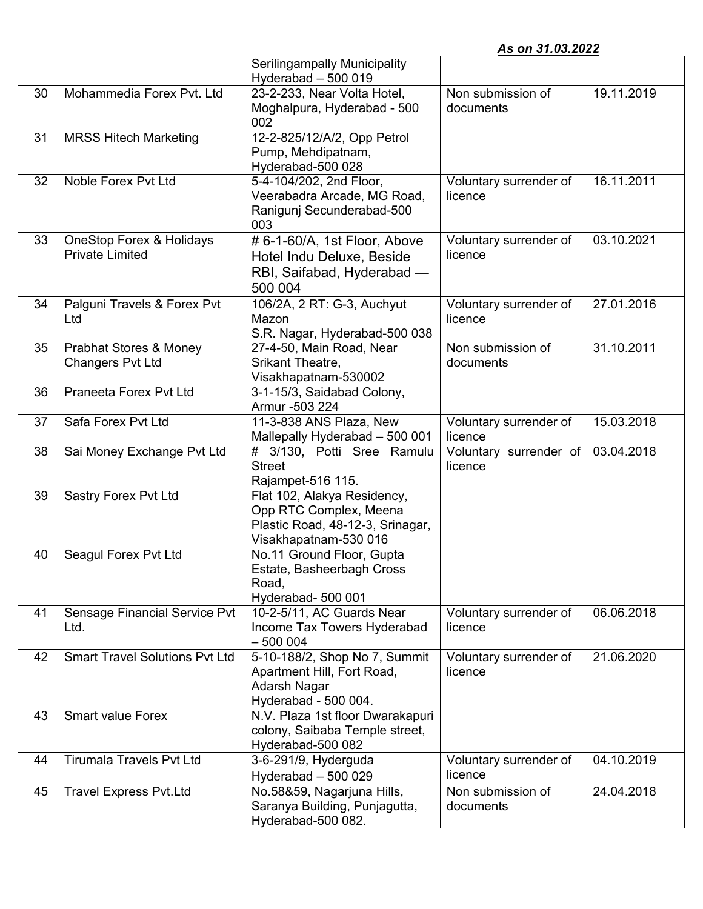***As on 31.03.2022***

| | | | | |
|---|---|---|---|---|
| | | Serilingampally Municipality Hyderabad – 500 019 | | |
| 30 | Mohammedia Forex Pvt. Ltd | 23-2-233, Near Volta Hotel, Moghalpura, Hyderabad - 500 002 | Non submission of documents | 19.11.2019 |
| 31 | MRSS Hitech Marketing | 12-2-825/12/A/2, Opp Petrol Pump, Mehdipatnam, Hyderabad-500 028 | | |
| 32 | Noble Forex Pvt Ltd | 5-4-104/202, 2nd Floor, Veerabadra Arcade, MG Road, Ranigunj Secunderabad-500 003 | Voluntary surrender of licence | 16.11.2011 |
| 33 | OneStop Forex & Holidays Private Limited | # 6-1-60/A, 1st Floor, Above Hotel Indu Deluxe, Beside RBI, Saifabad, Hyderabad — 500 004 | Voluntary surrender of licence | 03.10.2021 |
| 34 | Palguni Travels & Forex Pvt Ltd | 106/2A, 2 RT: G-3, Auchyut Mazon S.R. Nagar, Hyderabad-500 038 | Voluntary surrender of licence | 27.01.2016 |
| 35 | Prabhat Stores & Money Changers Pvt Ltd | 27-4-50, Main Road, Near Srikant Theatre, Visakhapatnam-530002 | Non submission of documents | 31.10.2011 |
| 36 | Praneeta Forex Pvt Ltd | 3-1-15/3, Saidabad Colony, Armur -503 224 | | |
| 37 | Safa Forex Pvt Ltd | 11-3-838 ANS Plaza, New Mallepally Hyderabad – 500 001 | Voluntary surrender of licence | 15.03.2018 |
| 38 | Sai Money Exchange Pvt Ltd | # 3/130, Potti Sree Ramulu Street Rajampet-516 115. | Voluntary surrender of licence | 03.04.2018 |
| 39 | Sastry Forex Pvt Ltd | Flat 102, Alakya Residency, Opp RTC Complex, Meena Plastic Road, 48-12-3, Srinagar, Visakhapatnam-530 016 | | |
| 40 | Seagul Forex Pvt Ltd | No.11 Ground Floor, Gupta Estate, Basheerbagh Cross Road, Hyderabad- 500 001 | | |
| 41 | Sensage Financial Service Pvt Ltd. | 10-2-5/11, AC Guards Near Income Tax Towers Hyderabad – 500 004 | Voluntary surrender of licence | 06.06.2018 |
| 42 | Smart Travel Solutions Pvt Ltd | 5-10-188/2, Shop No 7, Summit Apartment Hill, Fort Road, Adarsh Nagar Hyderabad - 500 004. | Voluntary surrender of licence | 21.06.2020 |
| 43 | Smart value Forex | N.V. Plaza 1st floor Dwarakapuri colony, Saibaba Temple street, Hyderabad-500 082 | | |
| 44 | Tirumala Travels Pvt Ltd | 3-6-291/9, Hyderguda Hyderabad – 500 029 | Voluntary surrender of licence | 04.10.2019 |
| 45 | Travel Express Pvt.Ltd | No.58&59, Nagarjuna Hills, Saranya Building, Punjagutta, Hyderabad-500 082. | Non submission of documents | 24.04.2018 |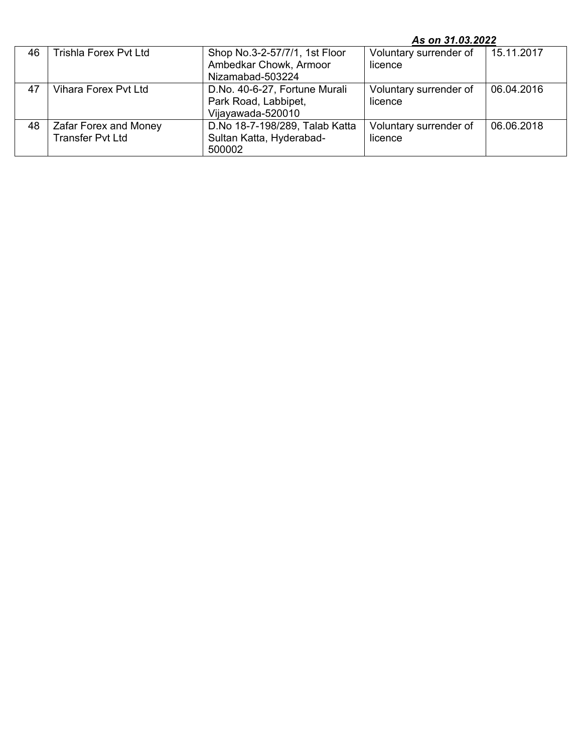***As on 31.03.2022***

| | | | | |
|---|---|---|---|---|
| 46 | Trishla Forex Pvt Ltd | Shop No.3-2-57/7/1, 1st Floor Ambedkar Chowk, Armoor Nizamabad-503224 | Voluntary surrender of licence | 15.11.2017 |
| 47 | Vihara Forex Pvt Ltd | D.No. 40-6-27, Fortune Murali Park Road, Labbipet, Vijayawada-520010 | Voluntary surrender of licence | 06.04.2016 |
| 48 | Zafar Forex and Money Transfer Pvt Ltd | D.No 18-7-198/289, Talab Katta Sultan Katta, Hyderabad-500002 | Voluntary surrender of licence | 06.06.2018 |